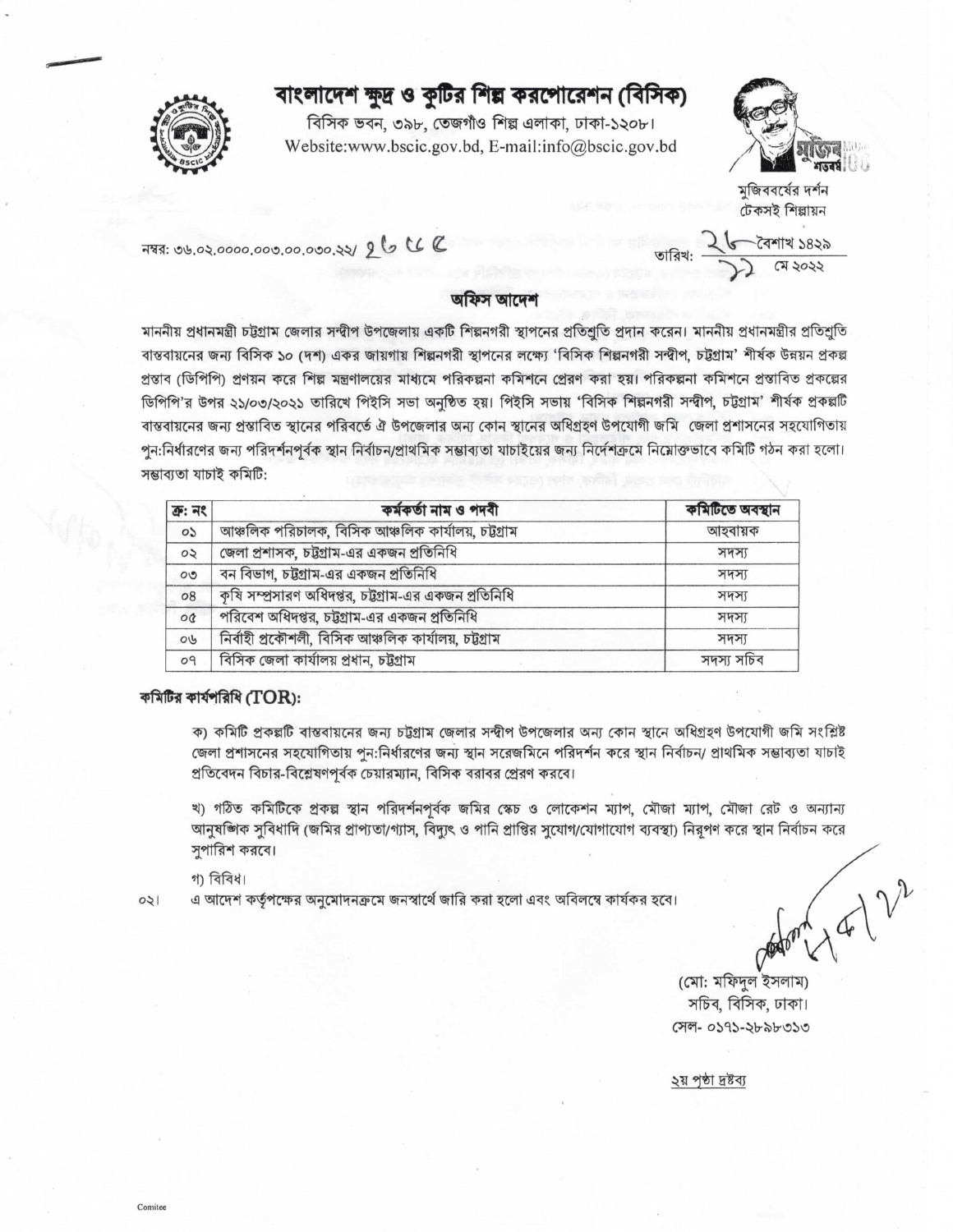# বাংলাদেশ ক্ষুদ্র ও কুটির শিল্প করপোরেশন (বিসিক)

বিসিক ভবন, ৩৯৮, তেজগাঁও শিল্প এলাকা, ঢাকা-১২০৮।
Website:www.bscic.gov.bd, E-mail:info@bscic.gov.bd

মুজিববর্ষের দর্শন
টেকসই শিল্পায়ন

নম্বর: ৩৬.০২.০০০০.০০৩.০০.০৩০.২২/ ২৬৫৫

তারিখ: ২৮ বৈশাখ ১৪২৯
১১ মে ২০২২

## অফিস আদেশ

মাননীয় প্রধানমন্ত্রী চট্টগ্রাম জেলার সন্দীপ উপজেলায় একটি শিল্পনগরী স্থাপনের প্রতিশ্রুতি প্রদান করেন। মাননীয় প্রধানমন্ত্রীর প্রতিশ্রুতি বাস্তবায়নের জন্য বিসিক ১০ (দশ) একর জায়গায় শিল্পনগরী স্থাপনের লক্ষ্যে 'বিসিক শিল্পনগরী সন্দীপ, চট্টগ্রাম' শীর্ষক উন্নয়ন প্রকল্প প্রস্তাব (ডিপিপি) প্রণয়ন করে শিল্প মন্ত্রণালয়ের মাধ্যমে পরিকল্পনা কমিশনে প্রেরণ করা হয়। পরিকল্পনা কমিশনে প্রস্তাবিত প্রকল্পের ডিপিপি'র উপর ২১/০৩/২০২১ তারিখে পিইসি সভা অনুষ্ঠিত হয়। পিইসি সভায় 'বিসিক শিল্পনগরী সন্দীপ, চট্টগ্রাম' শীর্ষক প্রকল্পটি বাস্তবায়নের জন্য প্রস্তাবিত স্থানের পরিবর্তে ঐ উপজেলার অন্য কোন স্থানের অধিগ্রহণ উপযোগী জমি জেলা প্রশাসনের সহযোগিতায় পুন:নির্ধারণের জন্য পরিদর্শনপূর্বক স্থান নির্বাচন/প্রাথমিক সম্ভাব্যতা যাচাইয়ের জন্য নির্দেশক্রমে নিম্নোক্তভাবে কমিটি গঠন করা হলো।

সম্ভাব্যতা যাচাই কমিটি:

| ক্র: নং | কর্মকর্তা নাম ও পদবী | কমিটিতে অবস্থান |
|---|---|---|
| ০১ | আঞ্চলিক পরিচালক, বিসিক আঞ্চলিক কার্যালয়, চট্টগ্রাম | আহবায়ক |
| ০২ | জেলা প্রশাসক, চট্টগ্রাম-এর একজন প্রতিনিধি | সদস্য |
| ০৩ | বন বিভাগ, চট্টগ্রাম-এর একজন প্রতিনিধি | সদস্য |
| ০৪ | কৃষি সম্প্রসারণ অধিদপ্তর, চট্টগ্রাম-এর একজন প্রতিনিধি | সদস্য |
| ০৫ | পরিবেশ অধিদপ্তর, চট্টগ্রাম-এর একজন প্রতিনিধি | সদস্য |
| ০৬ | নির্বাহী প্রকৌশলী, বিসিক আঞ্চলিক কার্যালয়, চট্টগ্রাম | সদস্য |
| ০৭ | বিসিক জেলা কার্যালয় প্রধান, চট্টগ্রাম | সদস্য সচিব |

**কমিটির কার্যপরিধি (TOR):**

ক) কমিটি প্রকল্পটি বাস্তবায়নের জন্য চট্টগ্রাম জেলার সন্দীপ উপজেলার অন্য কোন স্থানে অধিগ্রহণ উপযোগী জমি সংশ্লিষ্ট জেলা প্রশাসনের সহযোগিতায় পুন:নির্ধারণের জন্য স্থান সরেজমিনে পরিদর্শন করে স্থান নির্বাচন/ প্রাথমিক সম্ভাব্যতা যাচাই প্রতিবেদন বিচার-বিশ্লেষণপূর্বক চেয়ারম্যান, বিসিক বরাবর প্রেরণ করবে।

খ) গঠিত কমিটিকে প্রকল্প স্থান পরিদর্শনপূর্বক জমির স্কেচ ও লোকেশন ম্যাপ, মৌজা ম্যাপ, মৌজা রেট ও অন্যান্য আনুষঙ্গিক সুবিধাদি (জমির প্রাপ্যতা/গ্যাস, বিদ্যুৎ ও পানি প্রাপ্তির সুযোগ/যোগাযোগ ব্যবস্থা) নিরূপণ করে স্থান নির্বাচন করে সুপারিশ করবে।

গ) বিবিধ।

০২। এ আদেশ কর্তৃপক্ষের অনুমোদনক্রমে জনস্বার্থে জারি করা হলো এবং অবিলম্বে কার্যকর হবে।

(মো: মফিদুল ইসলাম)
সচিব, বিসিক, ঢাকা।
সেল- ০১৭১-২৮৯৮৩১৩

২য় পৃষ্ঠা দ্রষ্টব্য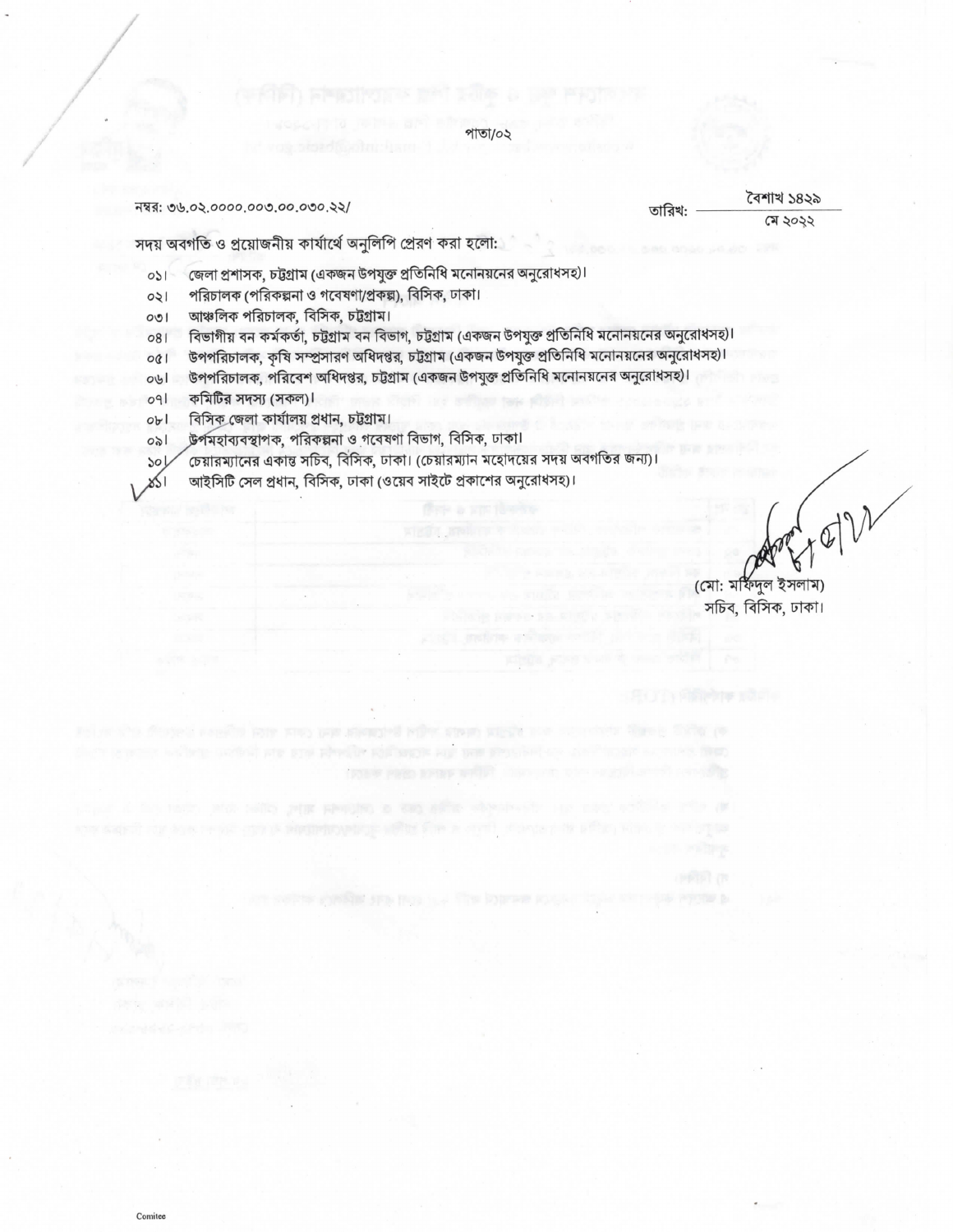পাতা/০২

নম্বর: ৩৬.০২.০০০০.০০৩.০০.০৩০.২২/

তারিখ: বৈশাখ ১৪২৯ / মে ২০২২

সদয় অবগতি ও প্রয়োজনীয় কার্যার্থে অনুলিপি প্রেরণ করা হলো:

০১। জেলা প্রশাসক, চট্টগ্রাম (একজন উপযুক্ত প্রতিনিধি মনোনয়নের অনুরোধসহ)।
০২। পরিচালক (পরিকল্পনা ও গবেষণা/প্রকল্প), বিসিক, ঢাকা।
০৩। আঞ্চলিক পরিচালক, বিসিক, চট্টগ্রাম।
০৪। বিভাগীয় বন কর্মকর্তা, চট্টগ্রাম বন বিভাগ, চট্টগ্রাম (একজন উপযুক্ত প্রতিনিধি মনোনয়নের অনুরোধসহ)।
০৫। উপপরিচালক, কৃষি সম্প্রসারণ অধিদপ্তর, চট্টগ্রাম (একজন উপযুক্ত প্রতিনিধি মনোনয়নের অনুরোধসহ)।
০৬। উপপরিচালক, পরিবেশ অধিদপ্তর, চট্টগ্রাম (একজন উপযুক্ত প্রতিনিধি মনোনয়নের অনুরোধসহ)।
০৭। কমিটির সদস্য (সকল)।
০৮। বিসিক জেলা কার্যালয় প্রধান, চট্টগ্রাম।
০৯। উপমহাব্যবস্থাপক, পরিকল্পনা ও গবেষণা বিভাগ, বিসিক, ঢাকা।
১০। চেয়ারম্যানের একান্ত সচিব, বিসিক, ঢাকা। (চেয়ারম্যান মহোদয়ের সদয় অবগতির জন্য)।
১১। আইসিটি সেল প্রধান, বিসিক, ঢাকা (ওয়েব সাইটে প্রকাশের অনুরোধসহ)।

(মো: মফিদুল ইসলাম)
সচিব, বিসিক, ঢাকা।